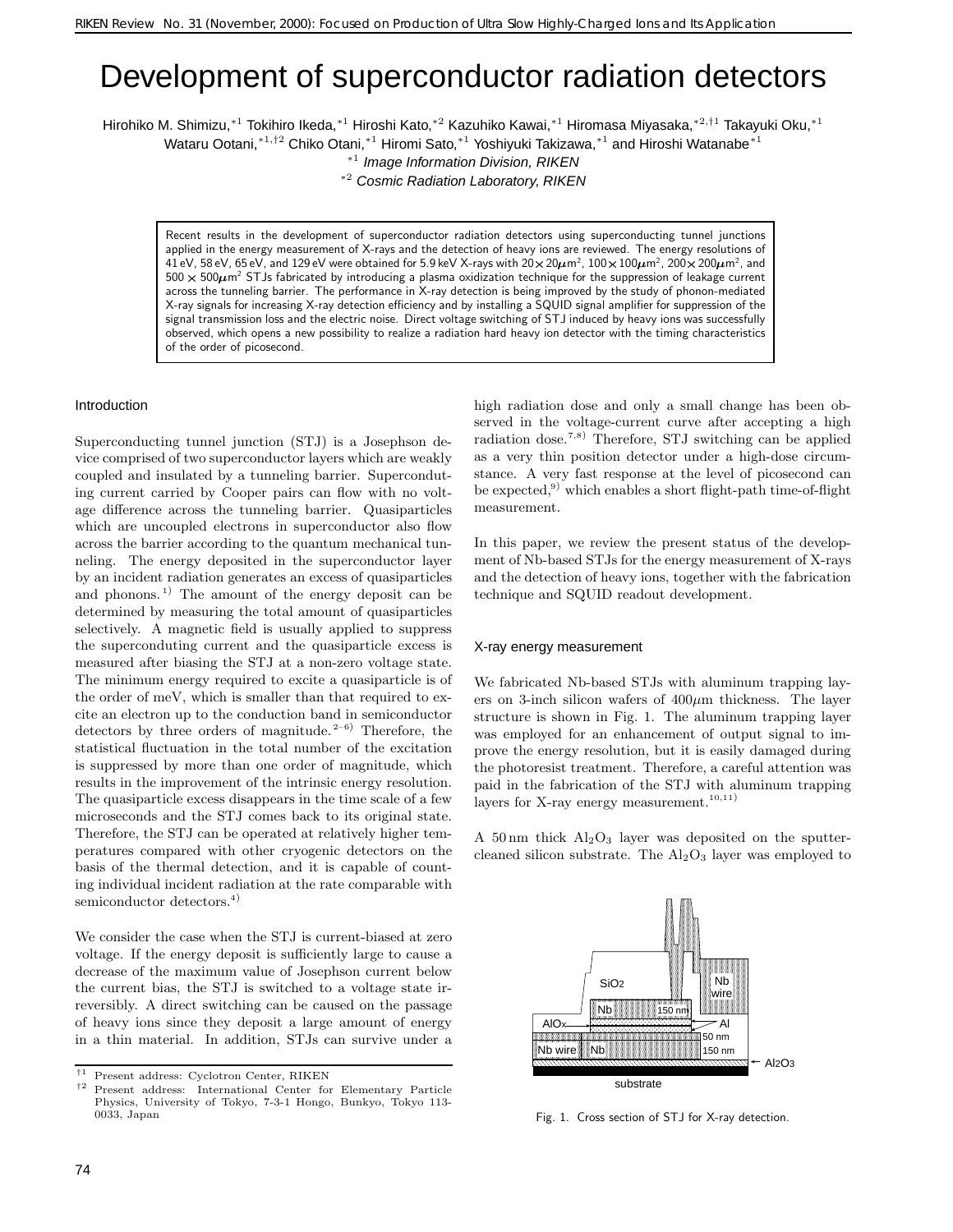# Development of superconductor radiation detectors

Hirohiko M. Shimizu,[*1] Tokihiro Ikeda,[*1] Hiroshi Kato,[*2] Kazuhiko Kawai,[*1] Hiromasa Miyasaka,[*2,†1] Takayuki Oku,[*1] Wataru Ootani,[*1,†2] Chiko Otani,[*1] Hiromi Sato,[*1] Yoshiyuki Takizawa,[*1] and Hiroshi Watanabe[*1]

[*1] *Image Information Division, RIKEN*

[*2] *Cosmic Radiation Laboratory, RIKEN*

Recent results in the development of superconductor radiation detectors using superconducting tunnel junctions applied in the energy measurement of X-rays and the detection of heavy ions are reviewed. The energy resolutions of 41 eV, 58 eV, 65 eV, and 129 eV were obtained for 5.9 keV X-rays with $20\times 20\mu\mathrm{m}^2$, $100\times 100\mu\mathrm{m}^2$, $200\times 200\mu\mathrm{m}^2$, and $500\times 500\mu\mathrm{m}^2$ STJs fabricated by introducing a plasma oxidization technique for the suppression of leakage current across the tunneling barrier. The performance in X-ray detection is being improved by the study of phonon-mediated X-ray signals for increasing X-ray detection efficiency and by installing a SQUID signal amplifier for suppression of the signal transmission loss and the electric noise. Direct voltage switching of STJ induced by heavy ions was successfully observed, which opens a new possibility to realize a radiation hard heavy ion detector with the timing characteristics of the order of picosecond.

## Introduction

Superconducting tunnel junction (STJ) is a Josephson device comprised of two superconductor layers which are weakly coupled and insulated by a tunneling barrier. Superconduting current carried by Cooper pairs can flow with no voltage difference across the tunneling barrier. Quasiparticles which are uncoupled electrons in superconductor also flow across the barrier according to the quantum mechanical tunneling. The energy deposited in the superconductor layer by an incident radiation generates an excess of quasiparticles and phonons.[1)] The amount of the energy deposit can be determined by measuring the total amount of quasiparticles selectively. A magnetic field is usually applied to suppress the superconduting current and the quasiparticle excess is measured after biasing the STJ at a non-zero voltage state. The minimum energy required to excite a quasiparticle is of the order of meV, which is smaller than that required to excite an electron up to the conduction band in semiconductor detectors by three orders of magnitude.[2–6)] Therefore, the statistical fluctuation in the total number of the excitation is suppressed by more than one order of magnitude, which results in the improvement of the intrinsic energy resolution. The quasiparticle excess disappears in the time scale of a few microseconds and the STJ comes back to its original state. Therefore, the STJ can be operated at relatively higher temperatures compared with other cryogenic detectors on the basis of the thermal detection, and it is capable of counting individual incident radiation at the rate comparable with semiconductor detectors.[4)]

We consider the case when the STJ is current-biased at zero voltage. If the energy deposit is sufficiently large to cause a decrease of the maximum value of Josephson current below the current bias, the STJ is switched to a voltage state irreversibly. A direct switching can be caused on the passage of heavy ions since they deposit a large amount of energy in a thin material. In addition, STJs can survive under a high radiation dose and only a small change has been observed in the voltage-current curve after accepting a high radiation dose.[7,8)] Therefore, STJ switching can be applied as a very thin position detector under a high-dose circumstance. A very fast response at the level of picosecond can be expected,[9)] which enables a short flight-path time-of-flight measurement.

In this paper, we review the present status of the development of Nb-based STJs for the energy measurement of X-rays and the detection of heavy ions, together with the fabrication technique and SQUID readout development.

## X-ray energy measurement

We fabricated Nb-based STJs with aluminum trapping layers on 3-inch silicon wafers of $400\mu$m thickness. The layer structure is shown in Fig. 1. The aluminum trapping layer was employed for an enhancement of output signal to improve the energy resolution, but it is easily damaged during the photoresist treatment. Therefore, a careful attention was paid in the fabrication of the STJ with aluminum trapping layers for X-ray energy measurement.[10,11)]

A 50 nm thick $Al_2O_3$ layer was deposited on the sputter-cleaned silicon substrate. The $Al_2O_3$ layer was employed to

Fig. 1. Cross section of STJ for X-ray detection.

[†1] Present address: Cyclotron Center, RIKEN

[†2] Present address: International Center for Elementary Particle Physics, University of Tokyo, 7-3-1 Hongo, Bunkyo, Tokyo 113-0033, Japan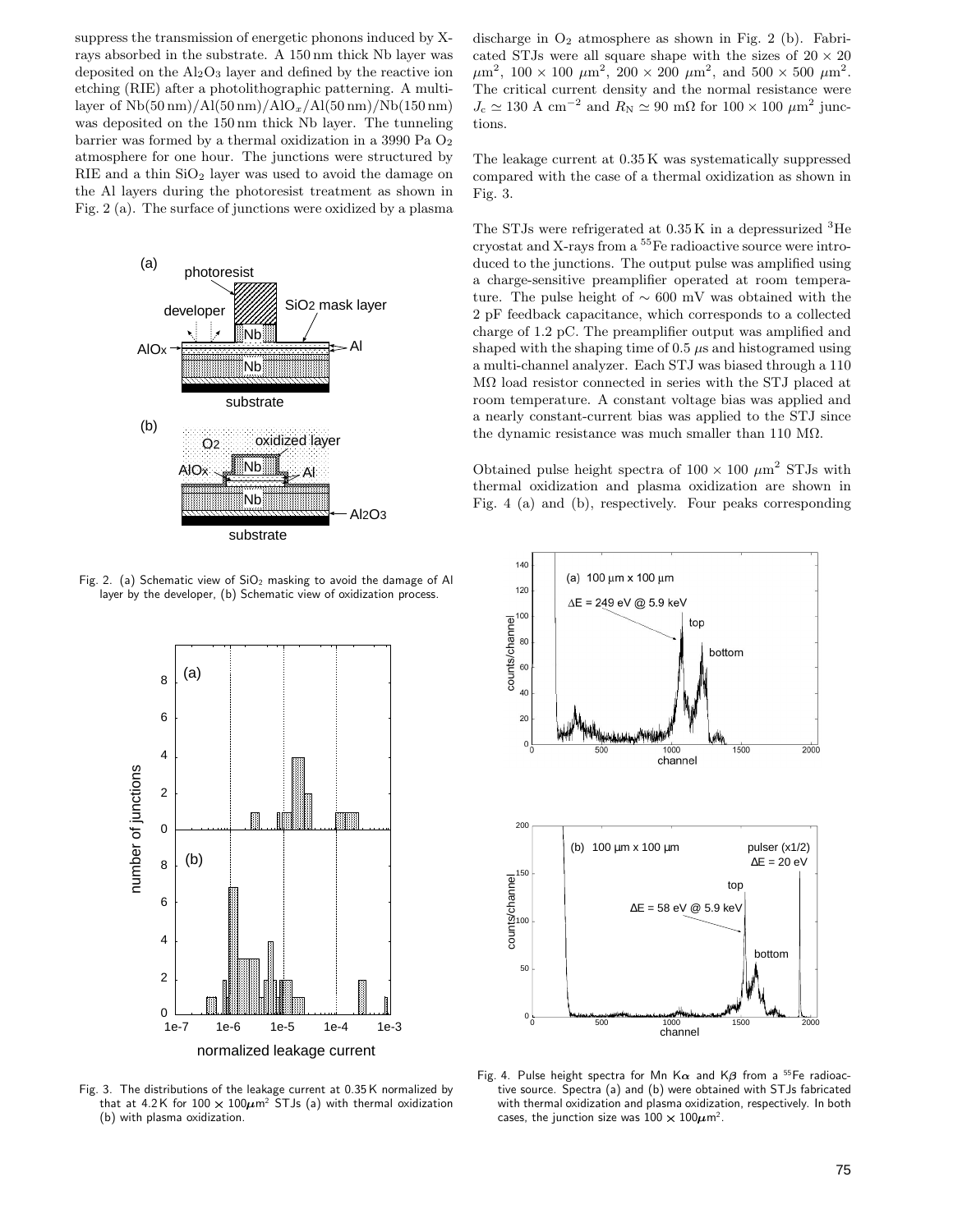suppress the transmission of energetic phonons induced by X-rays absorbed in the substrate. A 150 nm thick Nb layer was deposited on the $Al_2O_3$ layer and defined by the reactive ion etching (RIE) after a photolithographic patterning. A multi-layer of Nb(50 nm)/Al(50 nm)/$AlO_x$/Al(50 nm)/Nb(150 nm) was deposited on the 150 nm thick Nb layer. The tunneling barrier was formed by a thermal oxidization in a 3990 Pa $O_2$ atmosphere for one hour. The junctions were structured by RIE and a thin $SiO_2$ layer was used to avoid the damage on the Al layers during the photoresist treatment as shown in Fig. 2 (a). The surface of junctions were oxidized by a plasma discharge in $O_2$ atmosphere as shown in Fig. 2 (b). Fabricated STJs were all square shape with the sizes of $20 \times 20$ $\mu m^2$, $100 \times 100$ $\mu m^2$, $200 \times 200$ $\mu m^2$, and $500 \times 500$ $\mu m^2$. The critical current density and the normal resistance were $J_c \simeq 130$ A cm$^{-2}$ and $R_N \simeq 90$ m$\Omega$ for $100 \times 100$ $\mu m^2$ junctions.

Fig. 2. (a) Schematic view of $SiO_2$ masking to avoid the damage of Al layer by the developer, (b) Schematic view of oxidization process.

The leakage current at 0.35 K was systematically suppressed compared with the case of a thermal oxidization as shown in Fig. 3.

Fig. 3. The distributions of the leakage current at 0.35 K normalized by that at 4.2 K for $100 \times 100 \mu m^2$ STJs (a) with thermal oxidization (b) with plasma oxidization.

The STJs were refrigerated at 0.35 K in a depressurized $^3$He cryostat and X-rays from a $^{55}$Fe radioactive source were introduced to the junctions. The output pulse was amplified using a charge-sensitive preamplifier operated at room temperature. The pulse height of $\sim 600$ mV was obtained with the 2 pF feedback capacitance, which corresponds to a collected charge of 1.2 pC. The preamplifier output was amplified and shaped with the shaping time of 0.5 $\mu$s and histogramed using a multi-channel analyzer. Each STJ was biased through a 110 M$\Omega$ load resistor connected in series with the STJ placed at room temperature. A constant voltage bias was applied and a nearly constant-current bias was applied to the STJ since the dynamic resistance was much smaller than 110 M$\Omega$.

Obtained pulse height spectra of $100 \times 100$ $\mu m^2$ STJs with thermal oxidization and plasma oxidization are shown in Fig. 4 (a) and (b), respectively. Four peaks corresponding

Fig. 4. Pulse height spectra for Mn K$\alpha$ and K$\beta$ from a $^{55}$Fe radioactive source. Spectra (a) and (b) were obtained with STJs fabricated with thermal oxidization and plasma oxidization, respectively. In both cases, the junction size was $100 \times 100 \mu m^2$.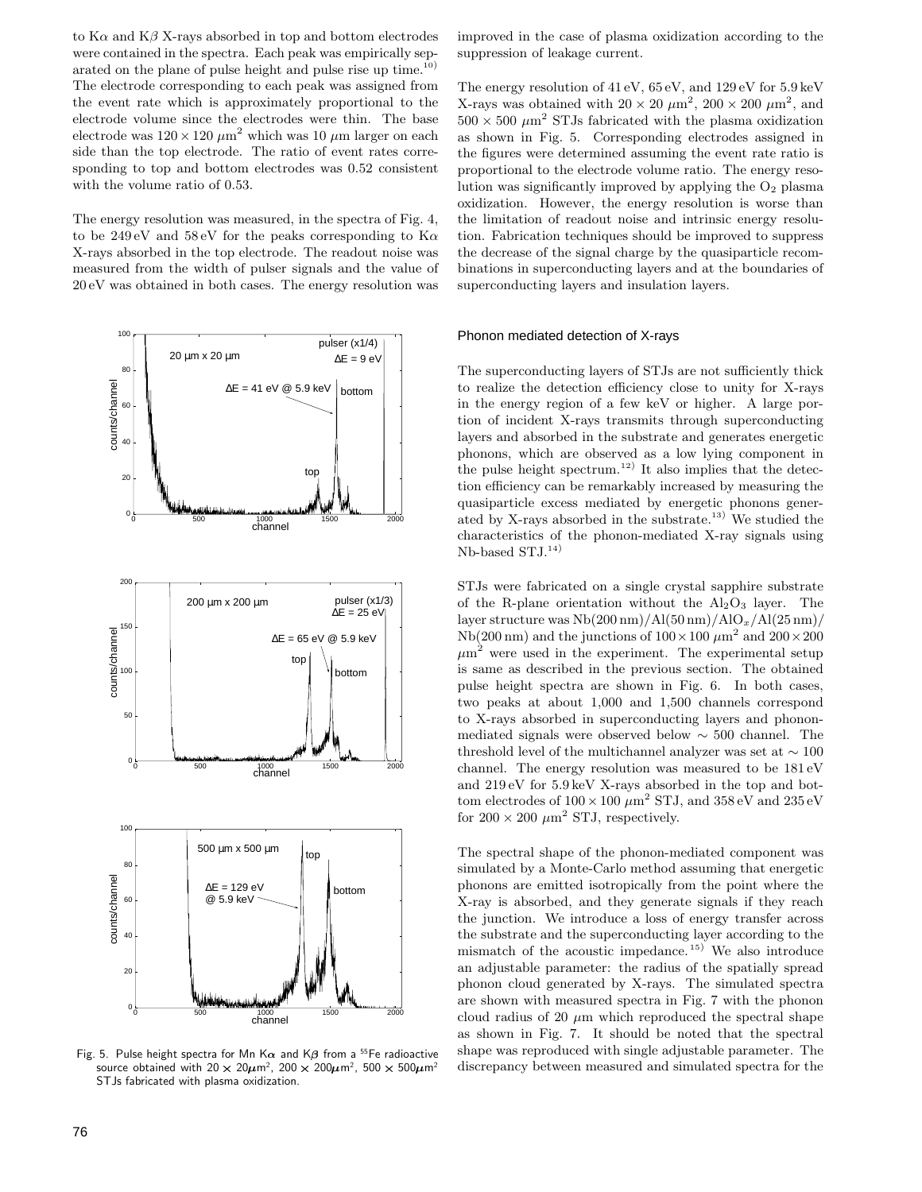to Kα and Kβ X-rays absorbed in top and bottom electrodes were contained in the spectra. Each peak was empirically separated on the plane of pulse height and pulse rise up time.[10] The electrode corresponding to each peak was assigned from the event rate which is approximately proportional to the electrode volume since the electrodes were thin. The base electrode was $120 \times 120\ \mu\mathrm{m}^2$ which was 10 $\mu$m larger on each side than the top electrode. The ratio of event rates corresponding to top and bottom electrodes was 0.52 consistent with the volume ratio of 0.53.

The energy resolution was measured, in the spectra of Fig. 4, to be 249 eV and 58 eV for the peaks corresponding to Kα X-rays absorbed in the top electrode. The readout noise was measured from the width of pulser signals and the value of 20 eV was obtained in both cases. The energy resolution was improved in the case of plasma oxidization according to the suppression of leakage current.

The energy resolution of 41 eV, 65 eV, and 129 eV for 5.9 keV X-rays was obtained with $20 \times 20\ \mu\mathrm{m}^2$, $200 \times 200\ \mu\mathrm{m}^2$, and $500 \times 500\ \mu\mathrm{m}^2$ STJs fabricated with the plasma oxidization as shown in Fig. 5. Corresponding electrodes assigned in the figures were determined assuming the event rate ratio is proportional to the electrode volume ratio. The energy resolution was significantly improved by applying the $O_2$ plasma oxidization. However, the energy resolution is worse than the limitation of readout noise and intrinsic energy resolution. Fabrication techniques should be improved to suppress the decrease of the signal charge by the quasiparticle recombinations in superconducting layers and at the boundaries of superconducting layers and insulation layers.

Fig. 5. Pulse height spectra for Mn Kα and Kβ from a $^{55}$Fe radioactive source obtained with $20 \times 20\mu\mathrm{m}^2$, $200 \times 200\mu\mathrm{m}^2$, $500 \times 500\mu\mathrm{m}^2$ STJs fabricated with plasma oxidization.

### Phonon mediated detection of X-rays

The superconducting layers of STJs are not sufficiently thick to realize the detection efficiency close to unity for X-rays in the energy region of a few keV or higher. A large portion of incident X-rays transmits through superconducting layers and absorbed in the substrate and generates energetic phonons, which are observed as a low lying component in the pulse height spectrum.[12] It also implies that the detection efficiency can be remarkably increased by measuring the quasiparticle excess mediated by energetic phonons generated by X-rays absorbed in the substrate.[13] We studied the characteristics of the phonon-mediated X-ray signals using Nb-based STJ.[14]

STJs were fabricated on a single crystal sapphire substrate of the R-plane orientation without the $Al_2O_3$ layer. The layer structure was Nb(200 nm)/Al(50 nm)/$AlO_x$/Al(25 nm)/Nb(200 nm) and the junctions of $100 \times 100\ \mu\mathrm{m}^2$ and $200 \times 200\ \mu\mathrm{m}^2$ were used in the experiment. The experimental setup is same as described in the previous section. The obtained pulse height spectra are shown in Fig. 6. In both cases, two peaks at about 1,000 and 1,500 channels correspond to X-rays absorbed in superconducting layers and phonon-mediated signals were observed below $\sim 500$ channel. The threshold level of the multichannel analyzer was set at $\sim 100$ channel. The energy resolution was measured to be 181 eV and 219 eV for 5.9 keV X-rays absorbed in the top and bottom electrodes of $100 \times 100\ \mu\mathrm{m}^2$ STJ, and 358 eV and 235 eV for $200 \times 200\ \mu\mathrm{m}^2$ STJ, respectively.

The spectral shape of the phonon-mediated component was simulated by a Monte-Carlo method assuming that energetic phonons are emitted isotropically from the point where the X-ray is absorbed, and they generate signals if they reach the junction. We introduce a loss of energy transfer across the substrate and the superconducting layer according to the mismatch of the acoustic impedance.[15] We also introduce an adjustable parameter: the radius of the spatially spread phonon cloud generated by X-rays. The simulated spectra are shown with measured spectra in Fig. 7 with the phonon cloud radius of 20 $\mu$m which reproduced the spectral shape as shown in Fig. 7. It should be noted that the spectral shape was reproduced with single adjustable parameter. The discrepancy between measured and simulated spectra for the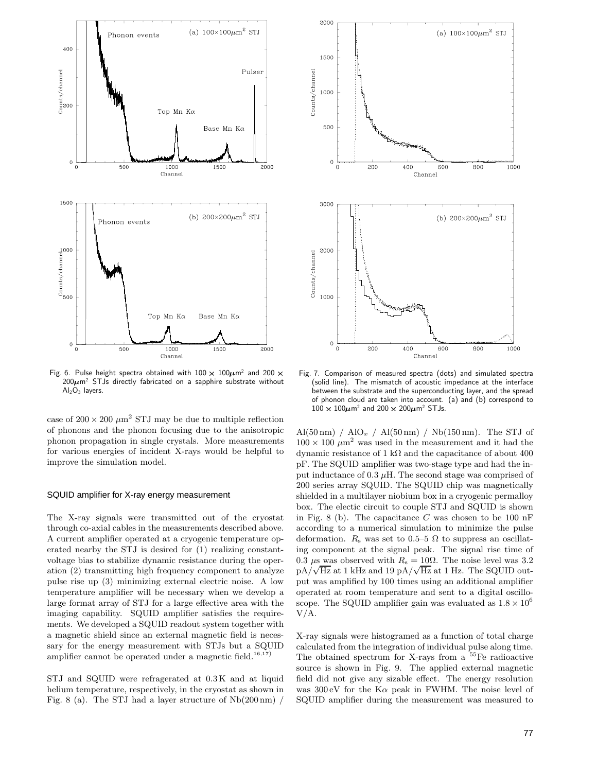Fig. 6. Pulse height spectra obtained with $100 \times 100\mu m^2$ and $200 \times 200\mu m^2$ STJs directly fabricated on a sapphire substrate without $Al_2O_3$ layers.

Fig. 7. Comparison of measured spectra (dots) and simulated spectra (solid line). The mismatch of acoustic impedance at the interface between the substrate and the superconducting layer, and the spread of phonon cloud are taken into account. (a) and (b) correspond to $100 \times 100\mu m^2$ and $200 \times 200\mu m^2$ STJs.

case of $200 \times 200$ $\mu m^2$ STJ may be due to multiple reflection of phonons and the phonon focusing due to the anisotropic phonon propagation in single crystals. More measurements for various energies of incident X-rays would be helpful to improve the simulation model.

## SQUID amplifier for X-ray energy measurement

The X-ray signals were transmitted out of the cryostat through co-axial cables in the measurements described above. A current amplifier operated at a cryogenic temperature operated nearby the STJ is desired for (1) realizing constant-voltage bias to stabilize dynamic resistance during the operation (2) transmitting high frequency component to analyze pulse rise up (3) minimizing external electric noise. A low temperature amplifier will be necessary when we develop a large format array of STJ for a large effective area with the imaging capability. SQUID amplifier satisfies the requirements. We developed a SQUID readout system together with a magnetic shield since an external magnetic field is necessary for the energy measurement with STJs but a SQUID amplifier cannot be operated under a magnetic field.[16,17)]

STJ and SQUID were refragerated at 0.3 K and at liquid helium temperature, respectively, in the cryostat as shown in Fig. 8 (a). The STJ had a layer structure of Nb(200 nm) / Al(50 nm) / $AlO_x$ / Al(50 nm) / Nb(150 nm). The STJ of $100 \times 100$ $\mu m^2$ was used in the measurement and it had the dynamic resistance of 1 k$\Omega$ and the capacitance of about 400 pF. The SQUID amplifier was two-stage type and had the input inductance of 0.3 $\mu$H. The second stage was comprised of 200 series array SQUID. The SQUID chip was magnetically shielded in a multilayer niobium box in a cryogenic permalloy box. The electic circuit to couple STJ and SQUID is shown in Fig. 8 (b). The capacitance $C$ was chosen to be 100 nF according to a numerical simulation to minimize the pulse deformation. $R_s$ was set to 0.5–5 $\Omega$ to suppress an oscillating component at the signal peak. The signal rise time of 0.3 $\mu$s was observed with $R_s = 10\Omega$. The noise level was 3.2 pA/$\sqrt{\text{Hz}}$ at 1 kHz and 19 pA/$\sqrt{\text{Hz}}$ at 1 Hz. The SQUID output was amplified by 100 times using an additional amplifier operated at room temperature and sent to a digital oscilloscope. The SQUID amplifier gain was evaluated as $1.8 \times 10^6$ V/A.

X-ray signals were histogramed as a function of total charge calculated from the integration of individual pulse along time. The obtained spectrum for X-rays from a $^{55}$Fe radioactive source is shown in Fig. 9. The applied external magnetic field did not give any sizable effect. The energy resolution was 300 eV for the K$\alpha$ peak in FWHM. The noise level of SQUID amplifier during the measurement was measured to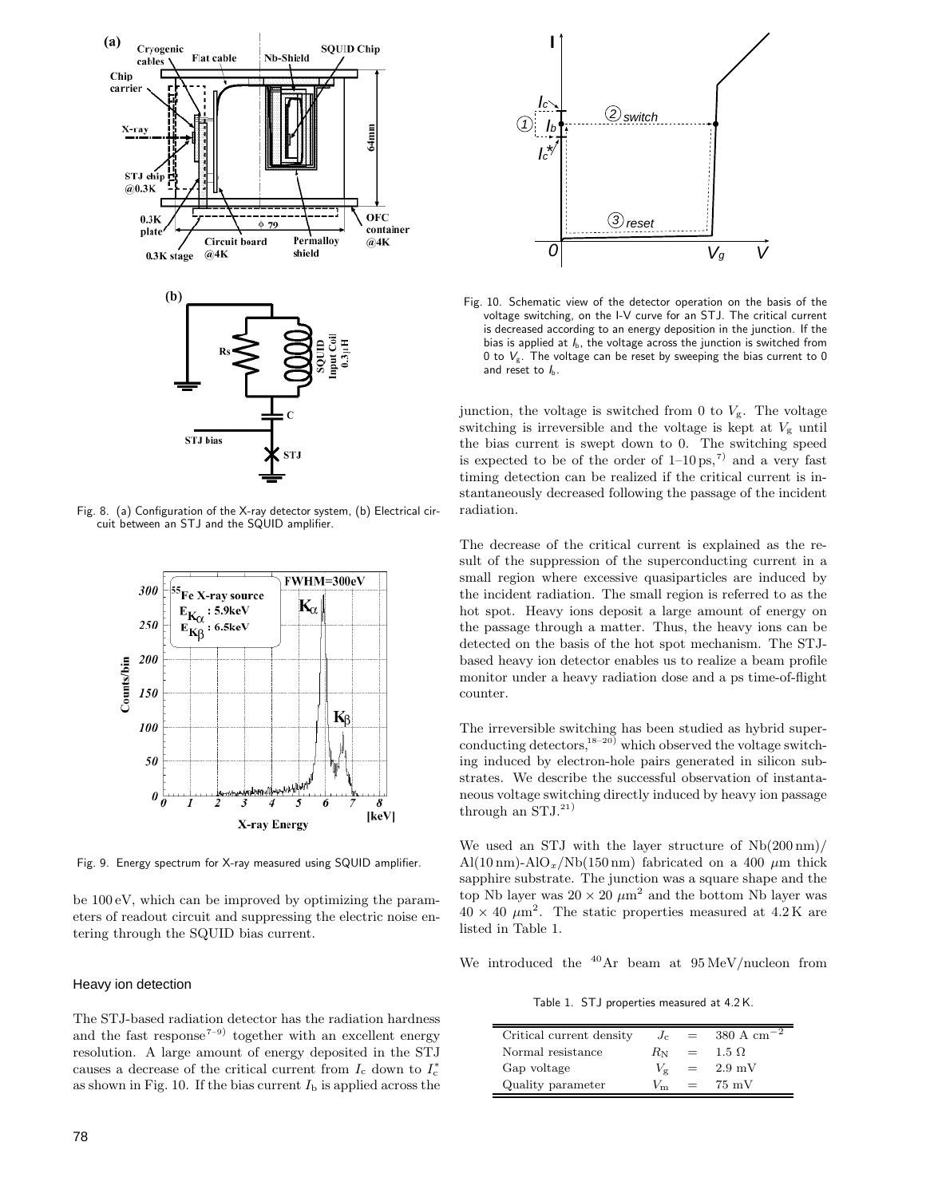Fig. 8. (a) Configuration of the X-ray detector system, (b) Electrical circuit between an STJ and the SQUID amplifier.

Fig. 9. Energy spectrum for X-ray measured using SQUID amplifier.

be 100 eV, which can be improved by optimizing the parameters of readout circuit and suppressing the electric noise entering through the SQUID bias current.

## Heavy ion detection

The STJ-based radiation detector has the radiation hardness and the fast response[7–9] together with an excellent energy resolution. A large amount of energy deposited in the STJ causes a decrease of the critical current from $I_c$ down to $I_c^*$ as shown in Fig. 10. If the bias current $I_b$ is applied across the junction, the voltage is switched from 0 to $V_g$. The voltage switching is irreversible and the voltage is kept at $V_g$ until the bias current is swept down to 0. The switching speed is expected to be of the order of 1–10 ps,[7] and a very fast timing detection can be realized if the critical current is instantaneously decreased following the passage of the incident radiation.

Fig. 10. Schematic view of the detector operation on the basis of the voltage switching, on the I-V curve for an STJ. The critical current is decreased according to an energy deposition in the junction. If the bias is applied at $I_b$, the voltage across the junction is switched from 0 to $V_g$. The voltage can be reset by sweeping the bias current to 0 and reset to $I_b$.

The decrease of the critical current is explained as the result of the suppression of the superconducting current in a small region where excessive quasiparticles are induced by the incident radiation. The small region is referred to as the hot spot. Heavy ions deposit a large amount of energy on the passage through a matter. Thus, the heavy ions can be detected on the basis of the hot spot mechanism. The STJ-based heavy ion detector enables us to realize a beam profile monitor under a heavy radiation dose and a ps time-of-flight counter.

The irreversible switching has been studied as hybrid superconducting detectors,[18–20] which observed the voltage switching induced by electron-hole pairs generated in silicon substrates. We describe the successful observation of instantaneous voltage switching directly induced by heavy ion passage through an STJ.[21]

We used an STJ with the layer structure of Nb(200 nm)/Al(10 nm)-$AlO_x$/Nb(150 nm) fabricated on a 400 $\mu$m thick sapphire substrate. The junction was a square shape and the top Nb layer was $20 \times 20$ $\mu m^2$ and the bottom Nb layer was $40 \times 40$ $\mu m^2$. The static properties measured at 4.2 K are listed in Table 1.

We introduced the $^{40}$Ar beam at 95 MeV/nucleon from

Table 1. STJ properties measured at 4.2 K.

| | | | |
|---|---|---|---|
| Critical current density | $J_c$ | = | 380 A cm$^{-2}$ |
| Normal resistance | $R_N$ | = | 1.5 $\Omega$ |
| Gap voltage | $V_g$ | = | 2.9 mV |
| Quality parameter | $V_m$ | = | 75 mV |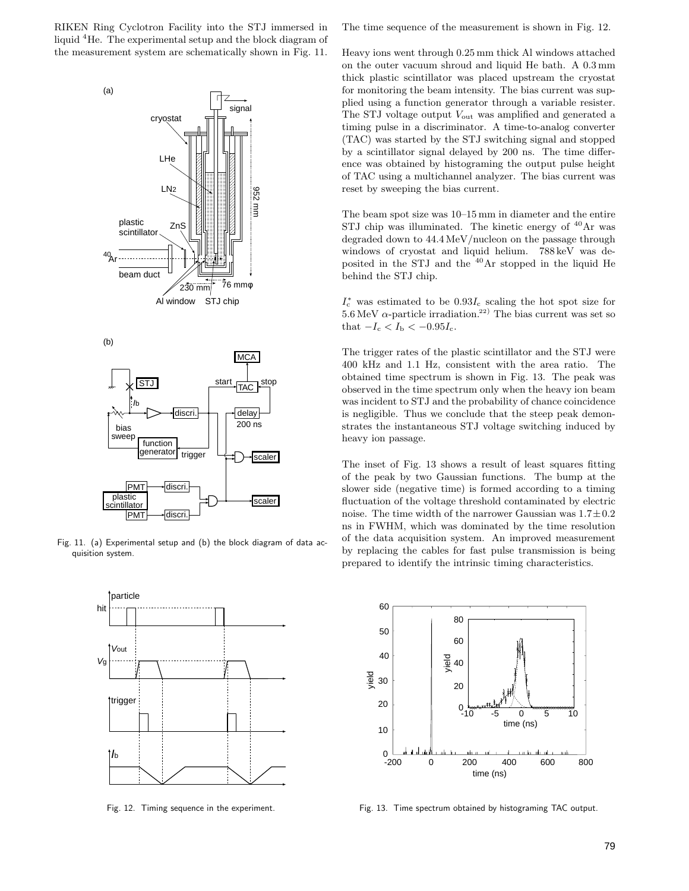RIKEN Ring Cyclotron Facility into the STJ immersed in liquid $^4$He. The experimental setup and the block diagram of the measurement system are schematically shown in Fig. 11.

Fig. 11. (a) Experimental setup and (b) the block diagram of data acquisition system.

Fig. 12. Timing sequence in the experiment.

The time sequence of the measurement is shown in Fig. 12.

Heavy ions went through 0.25 mm thick Al windows attached on the outer vacuum shroud and liquid He bath. A 0.3 mm thick plastic scintillator was placed upstream the cryostat for monitoring the beam intensity. The bias current was supplied using a function generator through a variable resister. The STJ voltage output $V_{\mathrm{out}}$ was amplified and generated a timing pulse in a discriminator. A time-to-analog converter (TAC) was started by the STJ switching signal and stopped by a scintillator signal delayed by 200 ns. The time difference was obtained by histograming the output pulse height of TAC using a multichannel analyzer. The bias current was reset by sweeping the bias current.

The beam spot size was 10–15 mm in diameter and the entire STJ chip was illuminated. The kinetic energy of $^{40}$Ar was degraded down to 44.4 MeV/nucleon on the passage through windows of cryostat and liquid helium. 788 keV was deposited in the STJ and the $^{40}$Ar stopped in the liquid He behind the STJ chip.

$I_c^*$ was estimated to be $0.93I_c$ scaling the hot spot size for 5.6 MeV $\alpha$-particle irradiation.[22] The bias current was set so that $-I_c < I_b < -0.95I_c$.

The trigger rates of the plastic scintillator and the STJ were 400 kHz and 1.1 Hz, consistent with the area ratio. The obtained time spectrum is shown in Fig. 13. The peak was observed in the time spectrum only when the heavy ion beam was incident to STJ and the probability of chance coincidence is negligible. Thus we conclude that the steep peak demonstrates the instantaneous STJ voltage switching induced by heavy ion passage.

The inset of Fig. 13 shows a result of least squares fitting of the peak by two Gaussian functions. The bump at the slower side (negative time) is formed according to a timing fluctuation of the voltage threshold contaminated by electric noise. The time width of the narrower Gaussian was $1.7 \pm 0.2$ ns in FWHM, which was dominated by the time resolution of the data acquisition system. An improved measurement by replacing the cables for fast pulse transmission is being prepared to identify the intrinsic timing characteristics.

Fig. 13. Time spectrum obtained by histograming TAC output.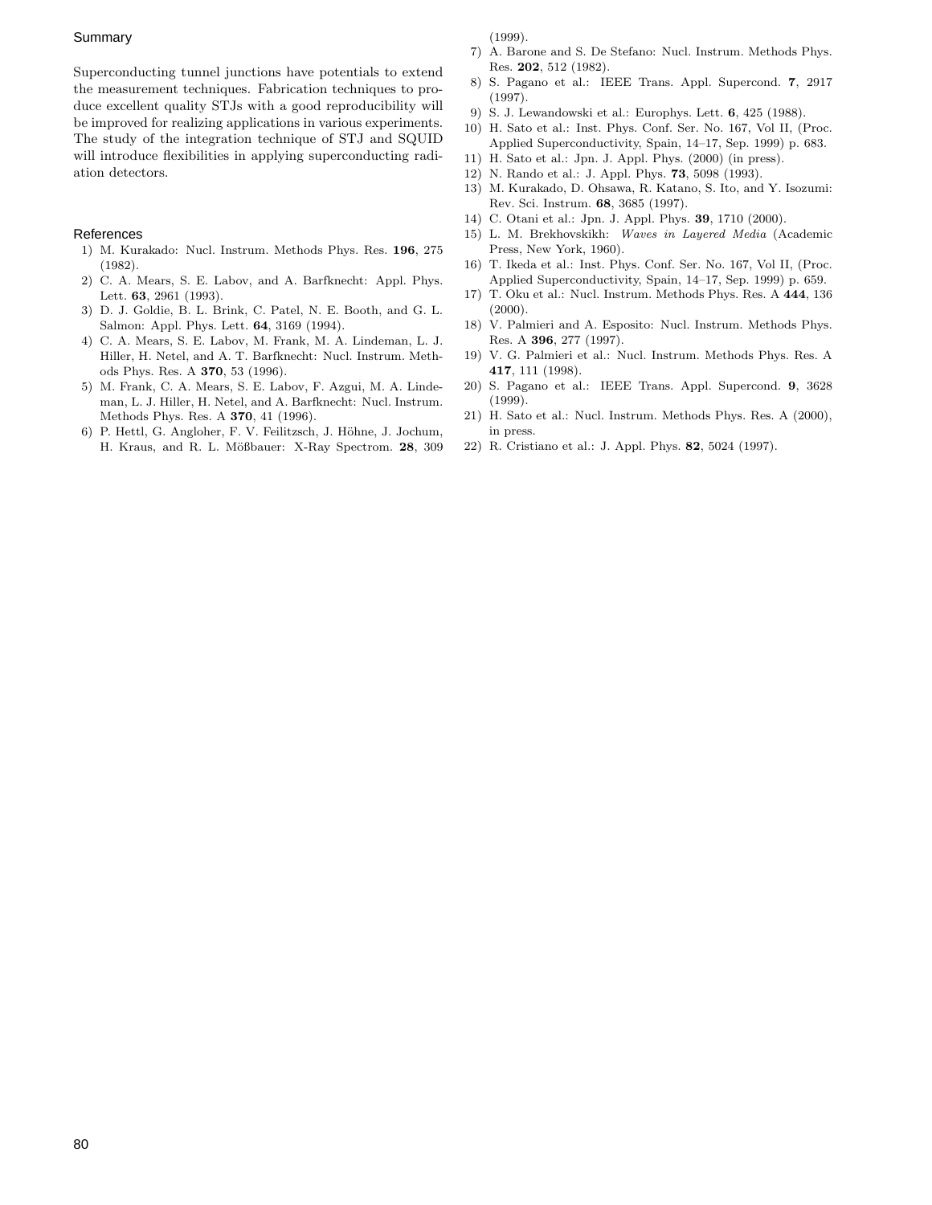## Summary

Superconducting tunnel junctions have potentials to extend the measurement techniques. Fabrication techniques to produce excellent quality STJs with a good reproducibility will be improved for realizing applications in various experiments. The study of the integration technique of STJ and SQUID will introduce flexibilities in applying superconducting radiation detectors.

## References

1) M. Kurakado: Nucl. Instrum. Methods Phys. Res. **196**, 275 (1982).
2) C. A. Mears, S. E. Labov, and A. Barfknecht: Appl. Phys. Lett. **63**, 2961 (1993).
3) D. J. Goldie, B. L. Brink, C. Patel, N. E. Booth, and G. L. Salmon: Appl. Phys. Lett. **64**, 3169 (1994).
4) C. A. Mears, S. E. Labov, M. Frank, M. A. Lindeman, L. J. Hiller, H. Netel, and A. T. Barfknecht: Nucl. Instrum. Methods Phys. Res. A **370**, 53 (1996).
5) M. Frank, C. A. Mears, S. E. Labov, F. Azgui, M. A. Lindeman, L. J. Hiller, H. Netel, and A. Barfknecht: Nucl. Instrum. Methods Phys. Res. A **370**, 41 (1996).
6) P. Hettl, G. Angloher, F. V. Feilitzsch, J. Höhne, J. Jochum, H. Kraus, and R. L. Mößbauer: X-Ray Spectrom. **28**, 309 (1999).
7) A. Barone and S. De Stefano: Nucl. Instrum. Methods Phys. Res. **202**, 512 (1982).
8) S. Pagano et al.: IEEE Trans. Appl. Supercond. **7**, 2917 (1997).
9) S. J. Lewandowski et al.: Europhys. Lett. **6**, 425 (1988).
10) H. Sato et al.: Inst. Phys. Conf. Ser. No. 167, Vol II, (Proc. Applied Superconductivity, Spain, 14–17, Sep. 1999) p. 683.
11) H. Sato et al.: Jpn. J. Appl. Phys. (2000) (in press).
12) N. Rando et al.: J. Appl. Phys. **73**, 5098 (1993).
13) M. Kurakado, D. Ohsawa, R. Katano, S. Ito, and Y. Isozumi: Rev. Sci. Instrum. **68**, 3685 (1997).
14) C. Otani et al.: Jpn. J. Appl. Phys. **39**, 1710 (2000).
15) L. M. Brekhovskikh: *Waves in Layered Media* (Academic Press, New York, 1960).
16) T. Ikeda et al.: Inst. Phys. Conf. Ser. No. 167, Vol II, (Proc. Applied Superconductivity, Spain, 14–17, Sep. 1999) p. 659.
17) T. Oku et al.: Nucl. Instrum. Methods Phys. Res. A **444**, 136 (2000).
18) V. Palmieri and A. Esposito: Nucl. Instrum. Methods Phys. Res. A **396**, 277 (1997).
19) V. G. Palmieri et al.: Nucl. Instrum. Methods Phys. Res. A **417**, 111 (1998).
20) S. Pagano et al.: IEEE Trans. Appl. Supercond. **9**, 3628 (1999).
21) H. Sato et al.: Nucl. Instrum. Methods Phys. Res. A (2000), in press.
22) R. Cristiano et al.: J. Appl. Phys. **82**, 5024 (1997).